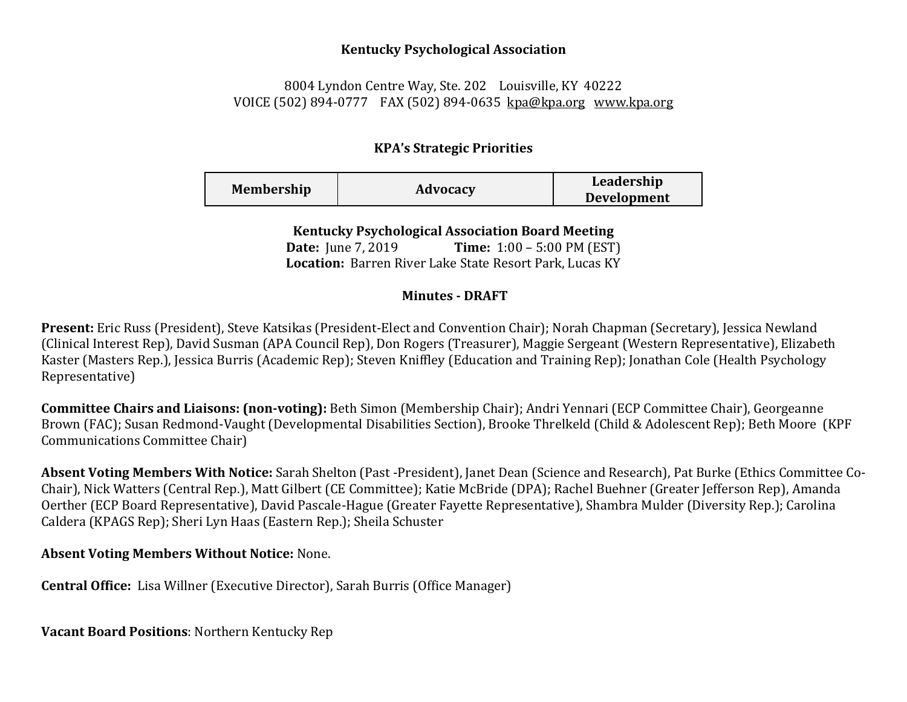**Kentucky Psychological Association**

8004 Lyndon Centre Way, Ste. 202 Louisville, KY 40222
VOICE (502) 894-0777 FAX (502) 894-0635 kpa@kpa.org www.kpa.org

**KPA's Strategic Priorities**

| Membership | Advocacy | Leadership Development |
|---|---|---|

**Kentucky Psychological Association Board Meeting**
**Date:** June 7, 2019 **Time:** 1:00 – 5:00 PM (EST)
**Location:** Barren River Lake State Resort Park, Lucas KY

**Minutes - DRAFT**

**Present:** Eric Russ (President), Steve Katsikas (President-Elect and Convention Chair); Norah Chapman (Secretary), Jessica Newland (Clinical Interest Rep), David Susman (APA Council Rep), Don Rogers (Treasurer), Maggie Sergeant (Western Representative), Elizabeth Kaster (Masters Rep.), Jessica Burris (Academic Rep); Steven Kniffley (Education and Training Rep); Jonathan Cole (Health Psychology Representative)

**Committee Chairs and Liaisons: (non-voting):** Beth Simon (Membership Chair); Andri Yennari (ECP Committee Chair), Georgeanne Brown (FAC); Susan Redmond-Vaught (Developmental Disabilities Section), Brooke Threlkeld (Child & Adolescent Rep); Beth Moore (KPF Communications Committee Chair)

**Absent Voting Members With Notice:** Sarah Shelton (Past -President), Janet Dean (Science and Research), Pat Burke (Ethics Committee Co-Chair), Nick Watters (Central Rep.), Matt Gilbert (CE Committee); Katie McBride (DPA); Rachel Buehner (Greater Jefferson Rep), Amanda Oerther (ECP Board Representative), David Pascale-Hague (Greater Fayette Representative), Shambra Mulder (Diversity Rep.); Carolina Caldera (KPAGS Rep); Sheri Lyn Haas (Eastern Rep.); Sheila Schuster

**Absent Voting Members Without Notice:** None.

**Central Office:** Lisa Willner (Executive Director), Sarah Burris (Office Manager)

**Vacant Board Positions**: Northern Kentucky Rep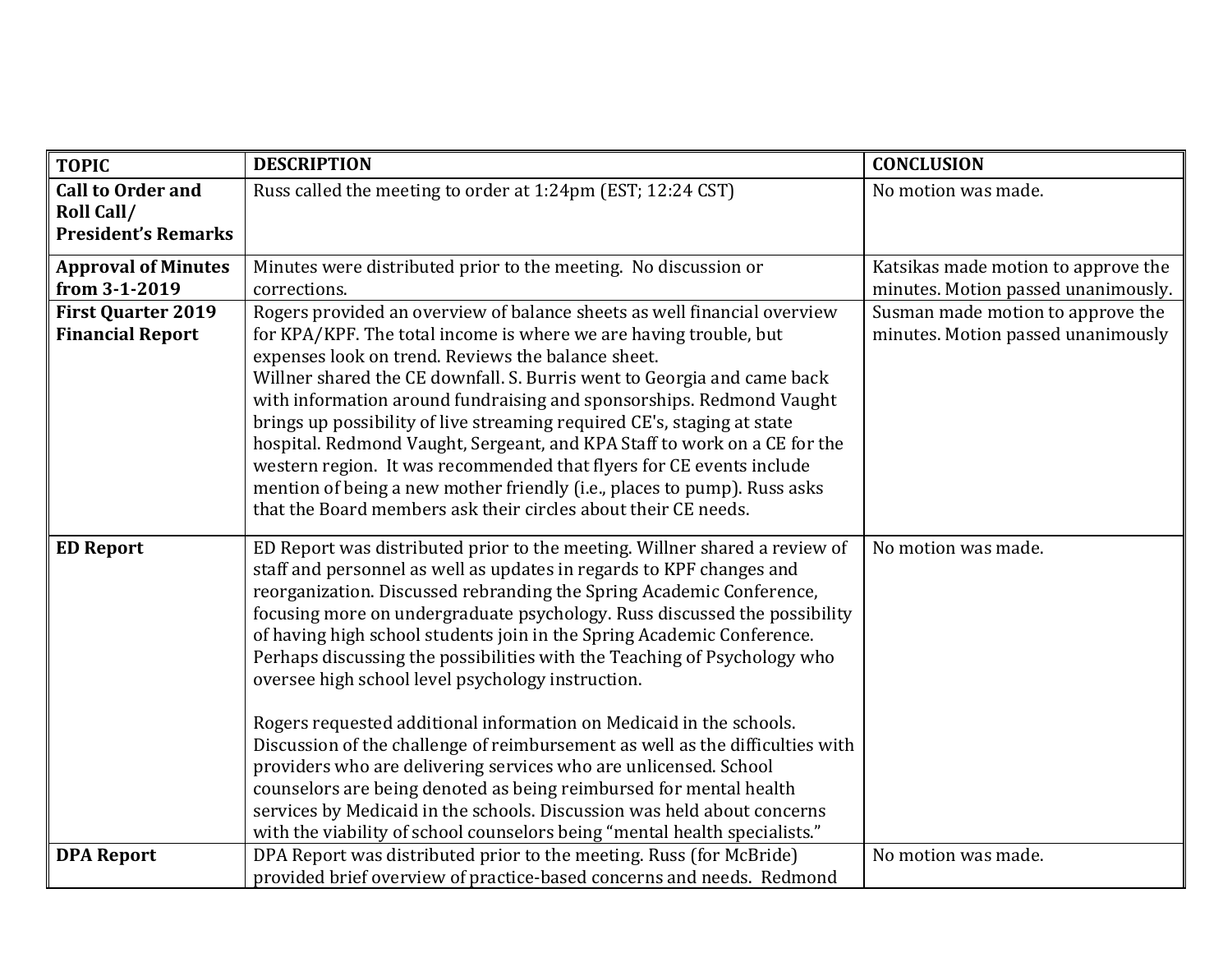| TOPIC | DESCRIPTION | CONCLUSION |
|---|---|---|
| **Call to Order and Roll Call/ President's Remarks** | Russ called the meeting to order at 1:24pm (EST; 12:24 CST) | No motion was made. |
| **Approval of Minutes from 3-1-2019** | Minutes were distributed prior to the meeting. No discussion or corrections. | Katsikas made motion to approve the minutes. Motion passed unanimously. |
| **First Quarter 2019 Financial Report** | Rogers provided an overview of balance sheets as well financial overview for KPA/KPF. The total income is where we are having trouble, but expenses look on trend. Reviews the balance sheet. Willner shared the CE downfall. S. Burris went to Georgia and came back with information around fundraising and sponsorships. Redmond Vaught brings up possibility of live streaming required CE's, staging at state hospital. Redmond Vaught, Sergeant, and KPA Staff to work on a CE for the western region. It was recommended that flyers for CE events include mention of being a new mother friendly (i.e., places to pump). Russ asks that the Board members ask their circles about their CE needs. | Susman made motion to approve the minutes. Motion passed unanimously |
| **ED Report** | ED Report was distributed prior to the meeting. Willner shared a review of staff and personnel as well as updates in regards to KPF changes and reorganization. Discussed rebranding the Spring Academic Conference, focusing more on undergraduate psychology. Russ discussed the possibility of having high school students join in the Spring Academic Conference. Perhaps discussing the possibilities with the Teaching of Psychology who oversee high school level psychology instruction.<br><br>Rogers requested additional information on Medicaid in the schools. Discussion of the challenge of reimbursement as well as the difficulties with providers who are delivering services who are unlicensed. School counselors are being denoted as being reimbursed for mental health services by Medicaid in the schools. Discussion was held about concerns with the viability of school counselors being "mental health specialists." | No motion was made. |
| **DPA Report** | DPA Report was distributed prior to the meeting. Russ (for McBride) provided brief overview of practice-based concerns and needs. Redmond | No motion was made. |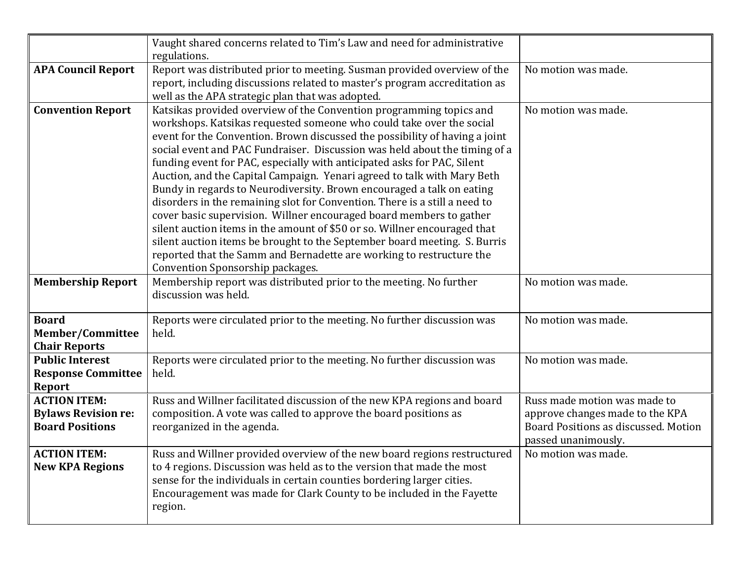| | | |
|---|---|---|
| | Vaught shared concerns related to Tim's Law and need for administrative regulations. | |
| **APA Council Report** | Report was distributed prior to meeting. Susman provided overview of the report, including discussions related to master's program accreditation as well as the APA strategic plan that was adopted. | No motion was made. |
| **Convention Report** | Katsikas provided overview of the Convention programming topics and workshops. Katsikas requested someone who could take over the social event for the Convention. Brown discussed the possibility of having a joint social event and PAC Fundraiser. Discussion was held about the timing of a funding event for PAC, especially with anticipated asks for PAC, Silent Auction, and the Capital Campaign. Yenari agreed to talk with Mary Beth Bundy in regards to Neurodiversity. Brown encouraged a talk on eating disorders in the remaining slot for Convention. There is a still a need to cover basic supervision. Willner encouraged board members to gather silent auction items in the amount of $50 or so. Willner encouraged that silent auction items be brought to the September board meeting. S. Burris reported that the Samm and Bernadette are working to restructure the Convention Sponsorship packages. | No motion was made. |
| **Membership Report** | Membership report was distributed prior to the meeting. No further discussion was held. | No motion was made. |
| **Board Member/Committee Chair Reports** | Reports were circulated prior to the meeting. No further discussion was held. | No motion was made. |
| **Public Interest Response Committee Report** | Reports were circulated prior to the meeting. No further discussion was held. | No motion was made. |
| **ACTION ITEM: Bylaws Revision re: Board Positions** | Russ and Willner facilitated discussion of the new KPA regions and board composition. A vote was called to approve the board positions as reorganized in the agenda. | Russ made motion was made to approve changes made to the KPA Board Positions as discussed. Motion passed unanimously. |
| **ACTION ITEM: New KPA Regions** | Russ and Willner provided overview of the new board regions restructured to 4 regions. Discussion was held as to the version that made the most sense for the individuals in certain counties bordering larger cities. Encouragement was made for Clark County to be included in the Fayette region. | No motion was made. |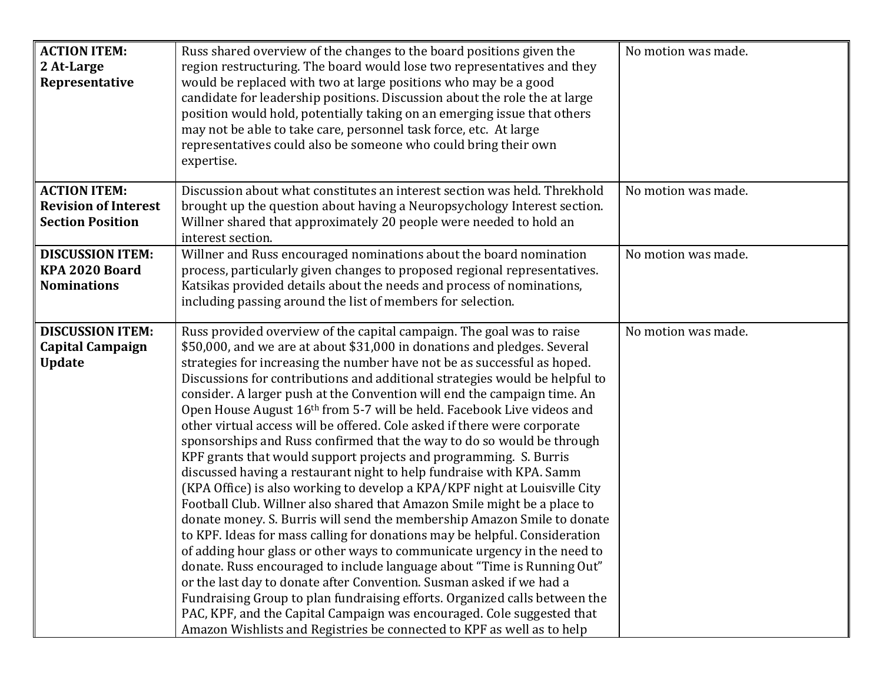| **ACTION ITEM: 2 At-Large Representative** | Russ shared overview of the changes to the board positions given the region restructuring. The board would lose two representatives and they would be replaced with two at large positions who may be a good candidate for leadership positions. Discussion about the role the at large position would hold, potentially taking on an emerging issue that others may not be able to take care, personnel task force, etc. At large representatives could also be someone who could bring their own expertise. | No motion was made. |
|---|---|---|
| **ACTION ITEM: Revision of Interest Section Position** | Discussion about what constitutes an interest section was held. Threkhold brought up the question about having a Neuropsychology Interest section. Willner shared that approximately 20 people were needed to hold an interest section. | No motion was made. |
| **DISCUSSION ITEM: KPA 2020 Board Nominations** | Willner and Russ encouraged nominations about the board nomination process, particularly given changes to proposed regional representatives. Katsikas provided details about the needs and process of nominations, including passing around the list of members for selection. | No motion was made. |
| **DISCUSSION ITEM: Capital Campaign Update** | Russ provided overview of the capital campaign. The goal was to raise \$50,000, and we are at about \$31,000 in donations and pledges. Several strategies for increasing the number have not be as successful as hoped. Discussions for contributions and additional strategies would be helpful to consider. A larger push at the Convention will end the campaign time. An Open House August 16th from 5-7 will be held. Facebook Live videos and other virtual access will be offered. Cole asked if there were corporate sponsorships and Russ confirmed that the way to do so would be through KPF grants that would support projects and programming. S. Burris discussed having a restaurant night to help fundraise with KPA. Samm (KPA Office) is also working to develop a KPA/KPF night at Louisville City Football Club. Willner also shared that Amazon Smile might be a place to donate money. S. Burris will send the membership Amazon Smile to donate to KPF. Ideas for mass calling for donations may be helpful. Consideration of adding hour glass or other ways to communicate urgency in the need to donate. Russ encouraged to include language about "Time is Running Out" or the last day to donate after Convention. Susman asked if we had a Fundraising Group to plan fundraising efforts. Organized calls between the PAC, KPF, and the Capital Campaign was encouraged. Cole suggested that Amazon Wishlists and Registries be connected to KPF as well as to help | No motion was made. |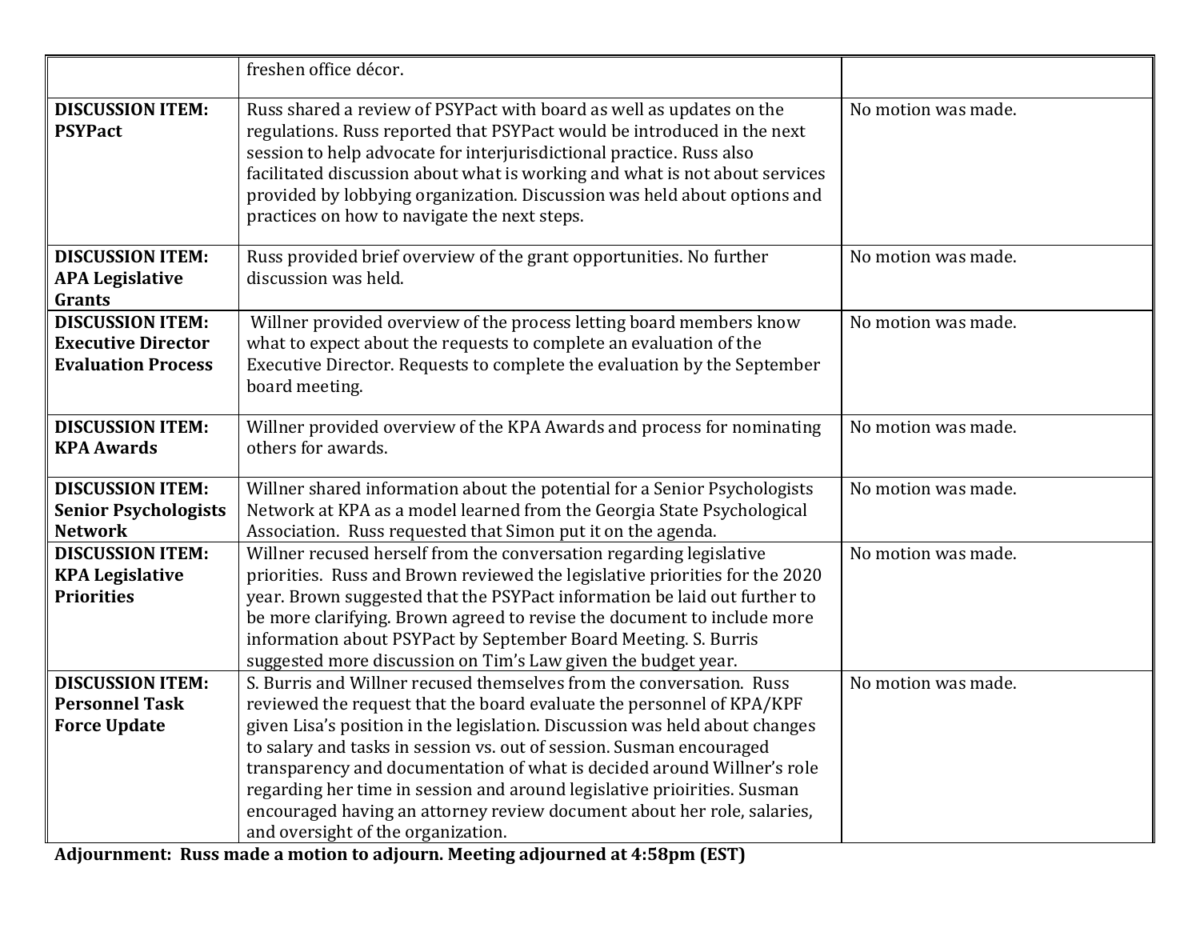| | | |
|---|---|---|
| | freshen office décor. | |
| **DISCUSSION ITEM: PSYPact** | Russ shared a review of PSYPact with board as well as updates on the regulations. Russ reported that PSYPact would be introduced in the next session to help advocate for interjurisdictional practice. Russ also facilitated discussion about what is working and what is not about services provided by lobbying organization. Discussion was held about options and practices on how to navigate the next steps. | No motion was made. |
| **DISCUSSION ITEM: APA Legislative Grants** | Russ provided brief overview of the grant opportunities. No further discussion was held. | No motion was made. |
| **DISCUSSION ITEM: Executive Director Evaluation Process** | Willner provided overview of the process letting board members know what to expect about the requests to complete an evaluation of the Executive Director. Requests to complete the evaluation by the September board meeting. | No motion was made. |
| **DISCUSSION ITEM: KPA Awards** | Willner provided overview of the KPA Awards and process for nominating others for awards. | No motion was made. |
| **DISCUSSION ITEM: Senior Psychologists Network** | Willner shared information about the potential for a Senior Psychologists Network at KPA as a model learned from the Georgia State Psychological Association. Russ requested that Simon put it on the agenda. | No motion was made. |
| **DISCUSSION ITEM: KPA Legislative Priorities** | Willner recused herself from the conversation regarding legislative priorities. Russ and Brown reviewed the legislative priorities for the 2020 year. Brown suggested that the PSYPact information be laid out further to be more clarifying. Brown agreed to revise the document to include more information about PSYPact by September Board Meeting. S. Burris suggested more discussion on Tim's Law given the budget year. | No motion was made. |
| **DISCUSSION ITEM: Personnel Task Force Update** | S. Burris and Willner recused themselves from the conversation. Russ reviewed the request that the board evaluate the personnel of KPA/KPF given Lisa's position in the legislation. Discussion was held about changes to salary and tasks in session vs. out of session. Susman encouraged transparency and documentation of what is decided around Willner's role regarding her time in session and around legislative prioirities. Susman encouraged having an attorney review document about her role, salaries, and oversight of the organization. | No motion was made. |

**Adjournment: Russ made a motion to adjourn. Meeting adjourned at 4:58pm (EST)**